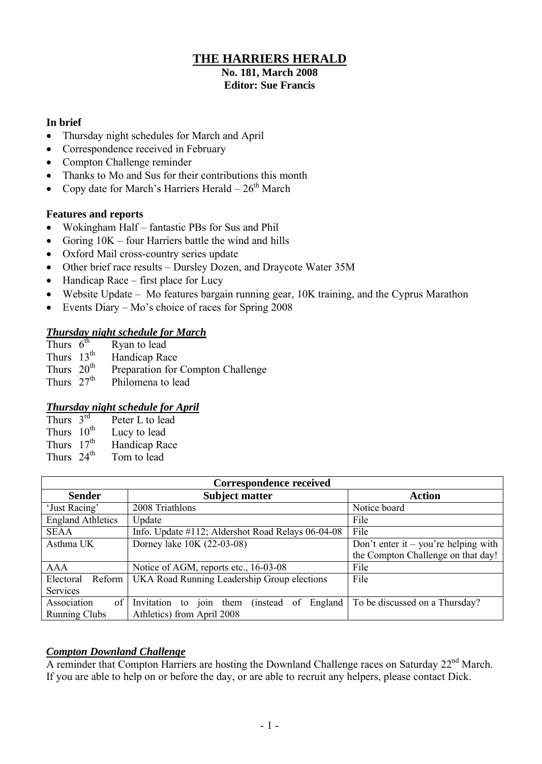# THE HARRIERS HERALD

**No. 181, March 2008**
**Editor: Sue Francis**

**In brief**

- Thursday night schedules for March and April
- Correspondence received in February
- Compton Challenge reminder
- Thanks to Mo and Sus for their contributions this month
- Copy date for March's Harriers Herald – 26th March

**Features and reports**

- Wokingham Half – fantastic PBs for Sus and Phil
- Goring 10K – four Harriers battle the wind and hills
- Oxford Mail cross-country series update
- Other brief race results – Dursley Dozen, and Draycote Water 35M
- Handicap Race – first place for Lucy
- Website Update – Mo features bargain running gear, 10K training, and the Cyprus Marathon
- Events Diary – Mo's choice of races for Spring 2008

## ***Thursday night schedule for March***

Thurs 6th Ryan to lead
Thurs 13th Handicap Race
Thurs 20th Preparation for Compton Challenge
Thurs 27th Philomena to lead

## ***Thursday night schedule for April***

Thurs 3rd Peter L to lead
Thurs 10th Lucy to lead
Thurs 17th Handicap Race
Thurs 24th Tom to lead

| Correspondence received | | |
|---|---|---|
| **Sender** | **Subject matter** | **Action** |
| 'Just Racing' | 2008 Triathlons | Notice board |
| England Athletics | Update | File |
| SEAA | Info. Update #112; Aldershot Road Relays 06-04-08 | File |
| Asthma UK | Dorney lake 10K (22-03-08) | Don't enter it – you're helping with the Compton Challenge on that day! |
| AAA | Notice of AGM, reports etc., 16-03-08 | File |
| Electoral Reform Services | UKA Road Running Leadership Group elections | File |
| Association of Running Clubs | Invitation to join them (instead of England Athletics) from April 2008 | To be discussed on a Thursday? |

## ***Compton Downland Challenge***

A reminder that Compton Harriers are hosting the Downland Challenge races on Saturday 22nd March. If you are able to help on or before the day, or are able to recruit any helpers, please contact Dick.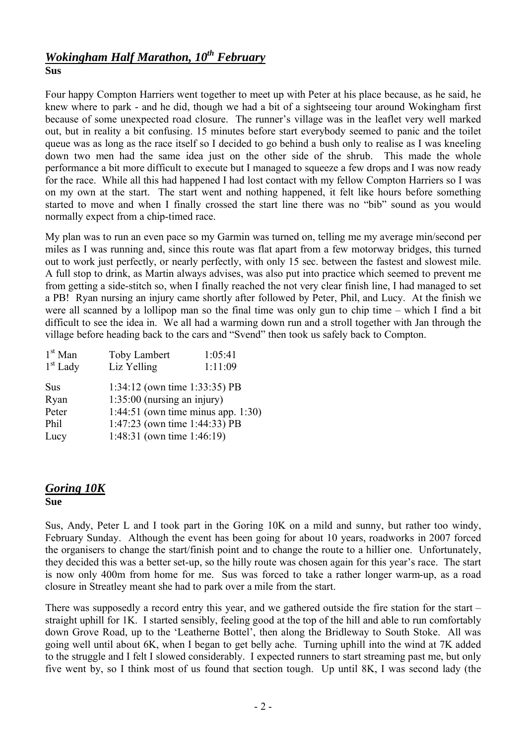## *Wokingham Half Marathon, 10th February*

**Sus**

Four happy Compton Harriers went together to meet up with Peter at his place because, as he said, he knew where to park - and he did, though we had a bit of a sightseeing tour around Wokingham first because of some unexpected road closure. The runner's village was in the leaflet very well marked out, but in reality a bit confusing. 15 minutes before start everybody seemed to panic and the toilet queue was as long as the race itself so I decided to go behind a bush only to realise as I was kneeling down two men had the same idea just on the other side of the shrub. This made the whole performance a bit more difficult to execute but I managed to squeeze a few drops and I was now ready for the race. While all this had happened I had lost contact with my fellow Compton Harriers so I was on my own at the start. The start went and nothing happened, it felt like hours before something started to move and when I finally crossed the start line there was no "bib" sound as you would normally expect from a chip-timed race.

My plan was to run an even pace so my Garmin was turned on, telling me my average min/second per miles as I was running and, since this route was flat apart from a few motorway bridges, this turned out to work just perfectly, or nearly perfectly, with only 15 sec. between the fastest and slowest mile. A full stop to drink, as Martin always advises, was also put into practice which seemed to prevent me from getting a side-stitch so, when I finally reached the not very clear finish line, I had managed to set a PB! Ryan nursing an injury came shortly after followed by Peter, Phil, and Lucy. At the finish we were all scanned by a lollipop man so the final time was only gun to chip time – which I find a bit difficult to see the idea in. We all had a warming down run and a stroll together with Jan through the village before heading back to the cars and "Svend" then took us safely back to Compton.

| | | |
|---|---|---|
| 1st Man | Toby Lambert | 1:05:41 |
| 1st Lady | Liz Yelling | 1:11:09 |
| Sus | 1:34:12 (own time 1:33:35) PB | |
| Ryan | 1:35:00 (nursing an injury) | |
| Peter | 1:44:51 (own time minus app. 1:30) | |
| Phil | 1:47:23 (own time 1:44:33) PB | |
| Lucy | 1:48:31 (own time 1:46:19) | |

## *Goring 10K*

**Sue**

Sus, Andy, Peter L and I took part in the Goring 10K on a mild and sunny, but rather too windy, February Sunday. Although the event has been going for about 10 years, roadworks in 2007 forced the organisers to change the start/finish point and to change the route to a hillier one. Unfortunately, they decided this was a better set-up, so the hilly route was chosen again for this year's race. The start is now only 400m from home for me. Sus was forced to take a rather longer warm-up, as a road closure in Streatley meant she had to park over a mile from the start.

There was supposedly a record entry this year, and we gathered outside the fire station for the start – straight uphill for 1K. I started sensibly, feeling good at the top of the hill and able to run comfortably down Grove Road, up to the 'Leatherne Bottel', then along the Bridleway to South Stoke. All was going well until about 6K, when I began to get belly ache. Turning uphill into the wind at 7K added to the struggle and I felt I slowed considerably. I expected runners to start streaming past me, but only five went by, so I think most of us found that section tough. Up until 8K, I was second lady (the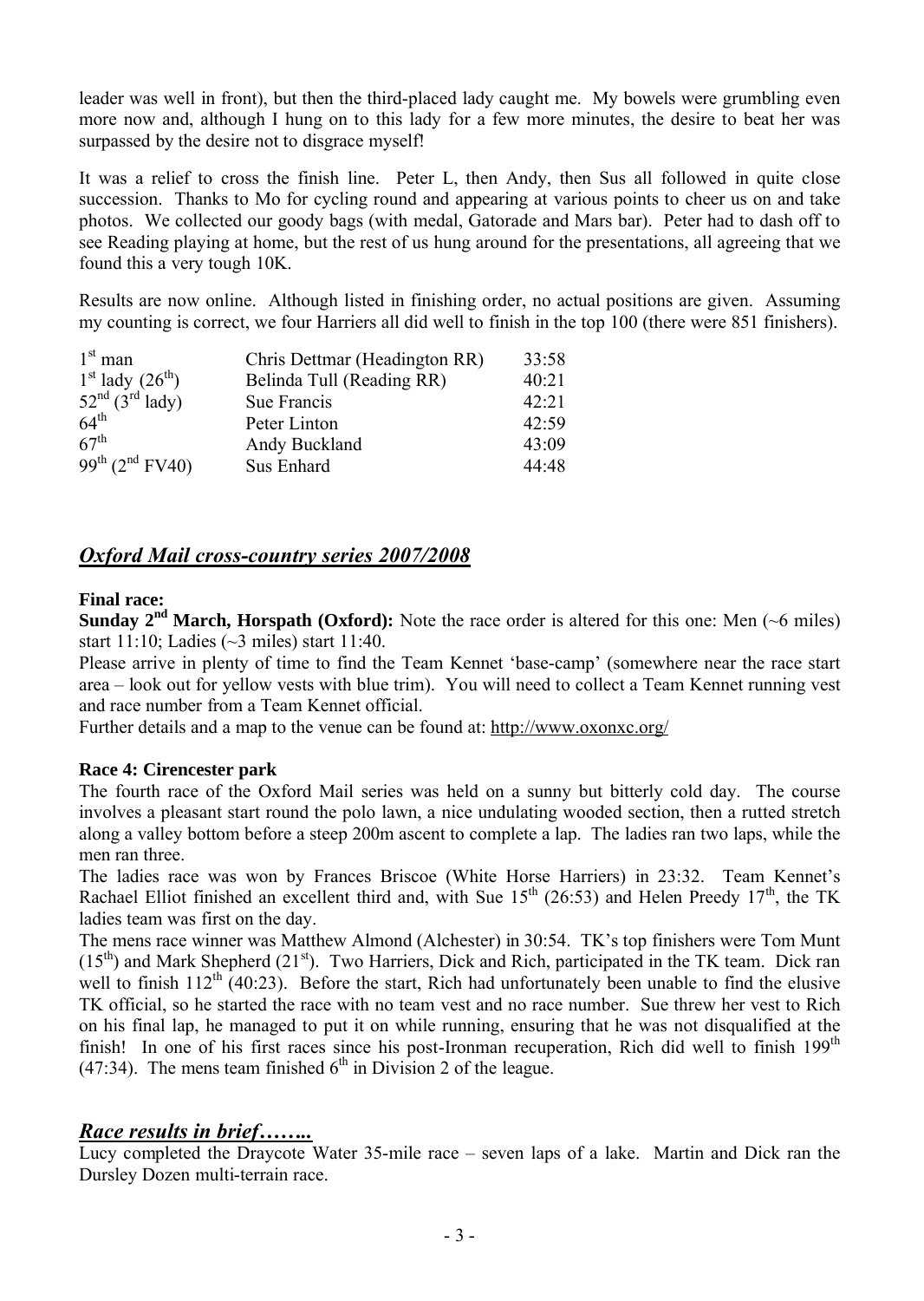leader was well in front), but then the third-placed lady caught me. My bowels were grumbling even more now and, although I hung on to this lady for a few more minutes, the desire to beat her was surpassed by the desire not to disgrace myself!

It was a relief to cross the finish line. Peter L, then Andy, then Sus all followed in quite close succession. Thanks to Mo for cycling round and appearing at various points to cheer us on and take photos. We collected our goody bags (with medal, Gatorade and Mars bar). Peter had to dash off to see Reading playing at home, but the rest of us hung around for the presentations, all agreeing that we found this a very tough 10K.

Results are now online. Although listed in finishing order, no actual positions are given. Assuming my counting is correct, we four Harriers all did well to finish in the top 100 (there were 851 finishers).

| | | |
|---|---|---|
| 1st man | Chris Dettmar (Headington RR) | 33:58 |
| 1st lady (26th) | Belinda Tull (Reading RR) | 40:21 |
| 52nd (3rd lady) | Sue Francis | 42:21 |
| 64th | Peter Linton | 42:59 |
| 67th | Andy Buckland | 43:09 |
| 99th (2nd FV40) | Sus Enhard | 44:48 |

## *Oxford Mail cross-country series 2007/2008*

**Final race:**

**Sunday 2nd March, Horspath (Oxford):** Note the race order is altered for this one: Men (~6 miles) start 11:10; Ladies (~3 miles) start 11:40.

Please arrive in plenty of time to find the Team Kennet 'base-camp' (somewhere near the race start area – look out for yellow vests with blue trim). You will need to collect a Team Kennet running vest and race number from a Team Kennet official.

Further details and a map to the venue can be found at: http://www.oxonxc.org/

**Race 4: Cirencester park**

The fourth race of the Oxford Mail series was held on a sunny but bitterly cold day. The course involves a pleasant start round the polo lawn, a nice undulating wooded section, then a rutted stretch along a valley bottom before a steep 200m ascent to complete a lap. The ladies ran two laps, while the men ran three.

The ladies race was won by Frances Briscoe (White Horse Harriers) in 23:32. Team Kennet's Rachael Elliot finished an excellent third and, with Sue 15th (26:53) and Helen Preedy 17th, the TK ladies team was first on the day.

The mens race winner was Matthew Almond (Alchester) in 30:54. TK's top finishers were Tom Munt (15th) and Mark Shepherd (21st). Two Harriers, Dick and Rich, participated in the TK team. Dick ran well to finish 112th (40:23). Before the start, Rich had unfortunately been unable to find the elusive TK official, so he started the race with no team vest and no race number. Sue threw her vest to Rich on his final lap, he managed to put it on while running, ensuring that he was not disqualified at the finish! In one of his first races since his post-Ironman recuperation, Rich did well to finish 199th (47:34). The mens team finished 6th in Division 2 of the league.

## *Race results in brief……..*

Lucy completed the Draycote Water 35-mile race – seven laps of a lake. Martin and Dick ran the Dursley Dozen multi-terrain race.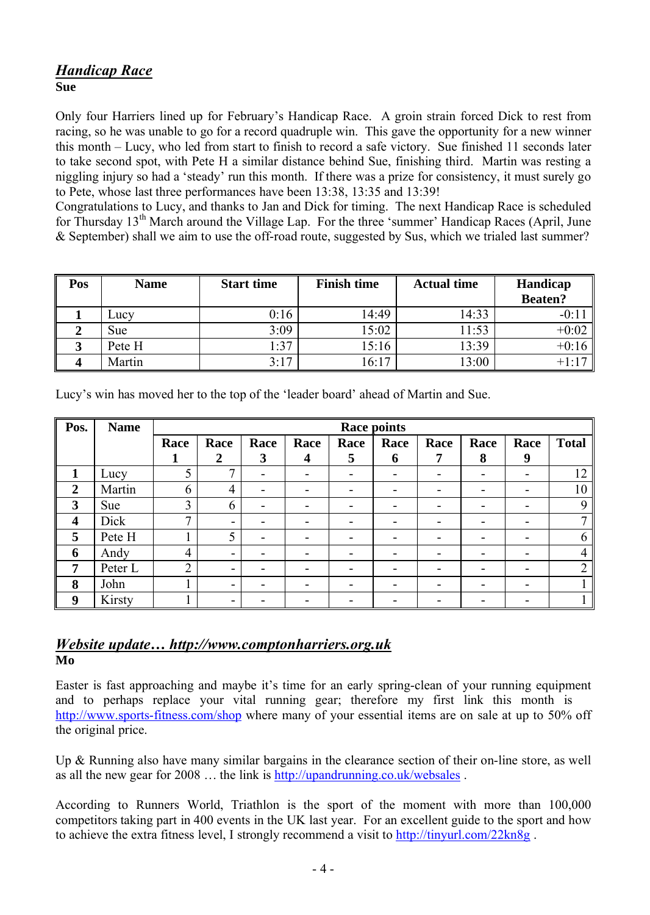## *Handicap Race*

**Sue**

Only four Harriers lined up for February's Handicap Race. A groin strain forced Dick to rest from racing, so he was unable to go for a record quadruple win. This gave the opportunity for a new winner this month – Lucy, who led from start to finish to record a safe victory. Sue finished 11 seconds later to take second spot, with Pete H a similar distance behind Sue, finishing third. Martin was resting a niggling injury so had a 'steady' run this month. If there was a prize for consistency, it must surely go to Pete, whose last three performances have been 13:38, 13:35 and 13:39!

Congratulations to Lucy, and thanks to Jan and Dick for timing. The next Handicap Race is scheduled for Thursday 13th March around the Village Lap. For the three 'summer' Handicap Races (April, June & September) shall we aim to use the off-road route, suggested by Sus, which we trialed last summer?

| Pos | Name | Start time | Finish time | Actual time | Handicap Beaten? |
|---|---|---|---|---|---|
| 1 | Lucy | 0:16 | 14:49 | 14:33 | -0:11 |
| 2 | Sue | 3:09 | 15:02 | 11:53 | +0:02 |
| 3 | Pete H | 1:37 | 15:16 | 13:39 | +0:16 |
| 4 | Martin | 3:17 | 16:17 | 13:00 | +1:17 |

Lucy's win has moved her to the top of the 'leader board' ahead of Martin and Sue.

| Pos. | Name | Race points | | | | | | | | | |
|---|---|---|---|---|---|---|---|---|---|---|---|
| | | Race 1 | Race 2 | Race 3 | Race 4 | Race 5 | Race 6 | Race 7 | Race 8 | Race 9 | Total |
| 1 | Lucy | 5 | 7 | - | - | - | - | - | - | - | 12 |
| 2 | Martin | 6 | 4 | - | - | - | - | - | - | - | 10 |
| 3 | Sue | 3 | 6 | - | - | - | - | - | - | - | 9 |
| 4 | Dick | 7 | - | - | - | - | - | - | - | - | 7 |
| 5 | Pete H | 1 | 5 | - | - | - | - | - | - | - | 6 |
| 6 | Andy | 4 | - | - | - | - | - | - | - | - | 4 |
| 7 | Peter L | 2 | - | - | - | - | - | - | - | - | 2 |
| 8 | John | 1 | - | - | - | - | - | - | - | - | 1 |
| 9 | Kirsty | 1 | - | - | - | - | - | - | - | - | 1 |

## *Website update… http://www.comptonharriers.org.uk*

**Mo**

Easter is fast approaching and maybe it's time for an early spring-clean of your running equipment and to perhaps replace your vital running gear; therefore my first link this month is http://www.sports-fitness.com/shop where many of your essential items are on sale at up to 50% off the original price.

Up & Running also have many similar bargains in the clearance section of their on-line store, as well as all the new gear for 2008 … the link is http://upandrunning.co.uk/websales .

According to Runners World, Triathlon is the sport of the moment with more than 100,000 competitors taking part in 400 events in the UK last year. For an excellent guide to the sport and how to achieve the extra fitness level, I strongly recommend a visit to http://tinyurl.com/22kn8g .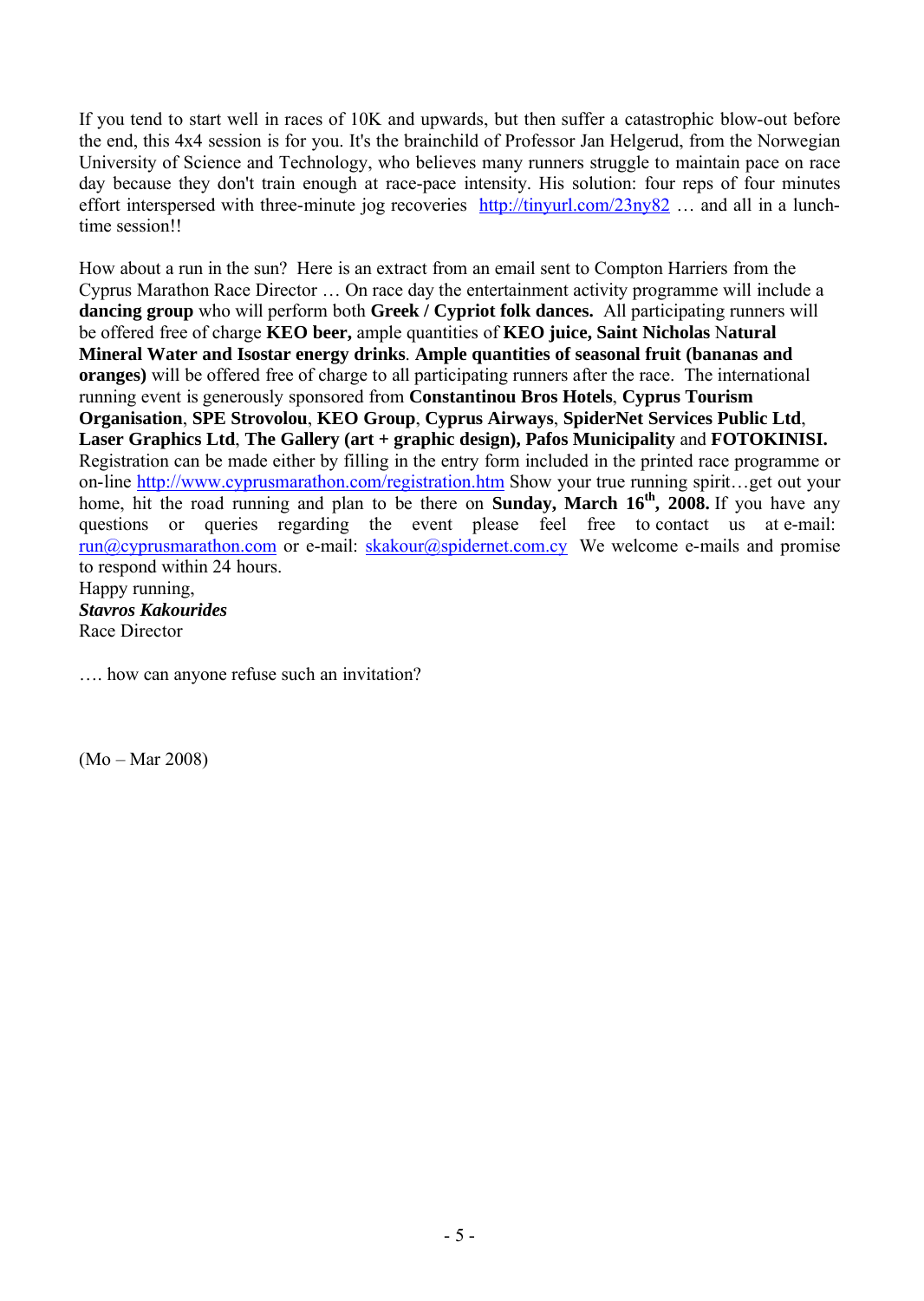If you tend to start well in races of 10K and upwards, but then suffer a catastrophic blow-out before the end, this 4x4 session is for you. It's the brainchild of Professor Jan Helgerud, from the Norwegian University of Science and Technology, who believes many runners struggle to maintain pace on race day because they don't train enough at race-pace intensity. His solution: four reps of four minutes effort interspersed with three-minute jog recoveries http://tinyurl.com/23ny82 … and all in a lunch-time session!!

How about a run in the sun? Here is an extract from an email sent to Compton Harriers from the Cyprus Marathon Race Director … On race day the entertainment activity programme will include a **dancing group** who will perform both **Greek / Cypriot folk dances.** All participating runners will be offered free of charge **KEO beer,** ample quantities of **KEO juice, Saint Nicholas** Natural **Mineral Water and Isostar energy drinks**. **Ample quantities of seasonal fruit (bananas and oranges)** will be offered free of charge to all participating runners after the race. The international running event is generously sponsored from **Constantinou Bros Hotels**, **Cyprus Tourism Organisation**, **SPE Strovolou**, **KEO Group**, **Cyprus Airways**, **SpiderNet Services Public Ltd**, **Laser Graphics Ltd**, **The Gallery (art + graphic design), Pafos Municipality** and **FOTOKINISI.** Registration can be made either by filling in the entry form included in the printed race programme or on-line http://www.cyprusmarathon.com/registration.htm Show your true running spirit…get out your home, hit the road running and plan to be there on **Sunday, March 16th, 2008.** If you have any questions or queries regarding the event please feel free to contact us at e-mail: run@cyprusmarathon.com or e-mail: skakour@spidernet.com.cy We welcome e-mails and promise to respond within 24 hours.
Happy running,
***Stavros Kakourides***
Race Director

…. how can anyone refuse such an invitation?

(Mo – Mar 2008)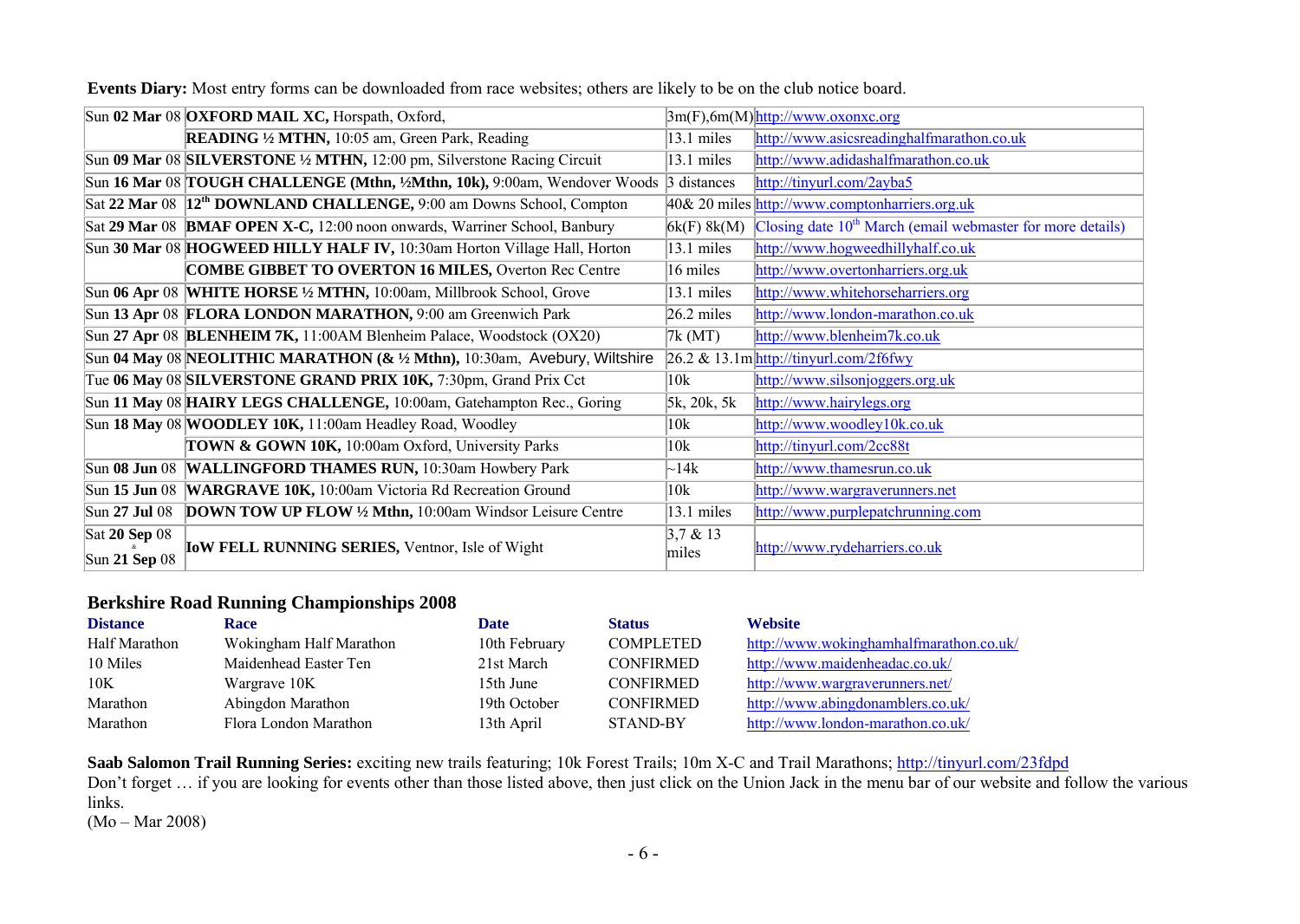**Events Diary:** Most entry forms can be downloaded from race websites; others are likely to be on the club notice board.

| | | | |
|---|---|---|---|
| Sun **02 Mar** 08 | **OXFORD MAIL XC,** Horspath, Oxford, | 3m(F),6m(M) | http://www.oxonxc.org |
| | **READING ½ MTHN,** 10:05 am, Green Park, Reading | 13.1 miles | http://www.asicsreadinghalfmarathon.co.uk |
| Sun **09 Mar** 08 | **SILVERSTONE ½ MTHN,** 12:00 pm, Silverstone Racing Circuit | 13.1 miles | http://www.adidashalfmarathon.co.uk |
| Sun **16 Mar** 08 | **TOUGH CHALLENGE (Mthn, ½Mthn, 10k),** 9:00am, Wendover Woods | 3 distances | http://tinyurl.com/2ayba5 |
| Sat **22 Mar** 08 | **12th DOWNLAND CHALLENGE,** 9:00 am Downs School, Compton | 40& 20 miles | http://www.comptonharriers.org.uk |
| Sat **29 Mar** 08 | **BMAF OPEN X-C,** 12:00 noon onwards, Warriner School, Banbury | 6k(F) 8k(M) | Closing date 10th March (email webmaster for more details) |
| Sun **30 Mar** 08 | **HOGWEED HILLY HALF IV,** 10:30am Horton Village Hall, Horton | 13.1 miles | http://www.hogweedhillyhalf.co.uk |
| | **COMBE GIBBET TO OVERTON 16 MILES,** Overton Rec Centre | 16 miles | http://www.overtonharriers.org.uk |
| Sun **06 Apr** 08 | **WHITE HORSE ½ MTHN,** 10:00am, Millbrook School, Grove | 13.1 miles | http://www.whitehorseharriers.org |
| Sun **13 Apr** 08 | **FLORA LONDON MARATHON,** 9:00 am Greenwich Park | 26.2 miles | http://www.london-marathon.co.uk |
| Sun **27 Apr** 08 | **BLENHEIM 7K,** 11:00AM Blenheim Palace, Woodstock (OX20) | 7k (MT) | http://www.blenheim7k.co.uk |
| Sun **04 May** 08 | **NEOLITHIC MARATHON (& ½ Mthn),** 10:30am, Avebury, Wiltshire | 26.2 & 13.1m | http://tinyurl.com/2f6fwy |
| Tue **06 May** 08 | **SILVERSTONE GRAND PRIX 10K,** 7:30pm, Grand Prix Cct | 10k | http://www.silsonjoggers.org.uk |
| Sun **11 May** 08 | **HAIRY LEGS CHALLENGE,** 10:00am, Gatehampton Rec., Goring | 5k, 20k, 5k | http://www.hairylegs.org |
| Sun **18 May** 08 | **WOODLEY 10K,** 11:00am Headley Road, Woodley | 10k | http://www.woodley10k.co.uk |
| | **TOWN & GOWN 10K,** 10:00am Oxford, University Parks | 10k | http://tinyurl.com/2cc88t |
| Sun **08 Jun** 08 | **WALLINGFORD THAMES RUN,** 10:30am Howbery Park | ~14k | http://www.thamesrun.co.uk |
| Sun **15 Jun** 08 | **WARGRAVE 10K,** 10:00am Victoria Rd Recreation Ground | 10k | http://www.wargraverunners.net |
| Sun **27 Jul** 08 | **DOWN TOW UP FLOW ½ Mthn,** 10:00am Windsor Leisure Centre | 13.1 miles | http://www.purplepatchrunning.com |
| Sat **20 Sep** 08 & Sun **21 Sep** 08 | **IoW FELL RUNNING SERIES,** Ventnor, Isle of Wight | 3,7 & 13 miles | http://www.rydeharriers.co.uk |

## Berkshire Road Running Championships 2008

| Distance | Race | Date | Status | Website |
|---|---|---|---|---|
| Half Marathon | Wokingham Half Marathon | 10th February | COMPLETED | http://www.wokinghamhalfmarathon.co.uk/ |
| 10 Miles | Maidenhead Easter Ten | 21st March | CONFIRMED | http://www.maidenheadac.co.uk/ |
| 10K | Wargrave 10K | 15th June | CONFIRMED | http://www.wargraverunners.net/ |
| Marathon | Abingdon Marathon | 19th October | CONFIRMED | http://www.abingdonamblers.co.uk/ |
| Marathon | Flora London Marathon | 13th April | STAND-BY | http://www.london-marathon.co.uk/ |

**Saab Salomon Trail Running Series:** exciting new trails featuring; 10k Forest Trails; 10m X-C and Trail Marathons; http://tinyurl.com/23fdpd

Don't forget … if you are looking for events other than those listed above, then just click on the Union Jack in the menu bar of our website and follow the various links.

(Mo – Mar 2008)